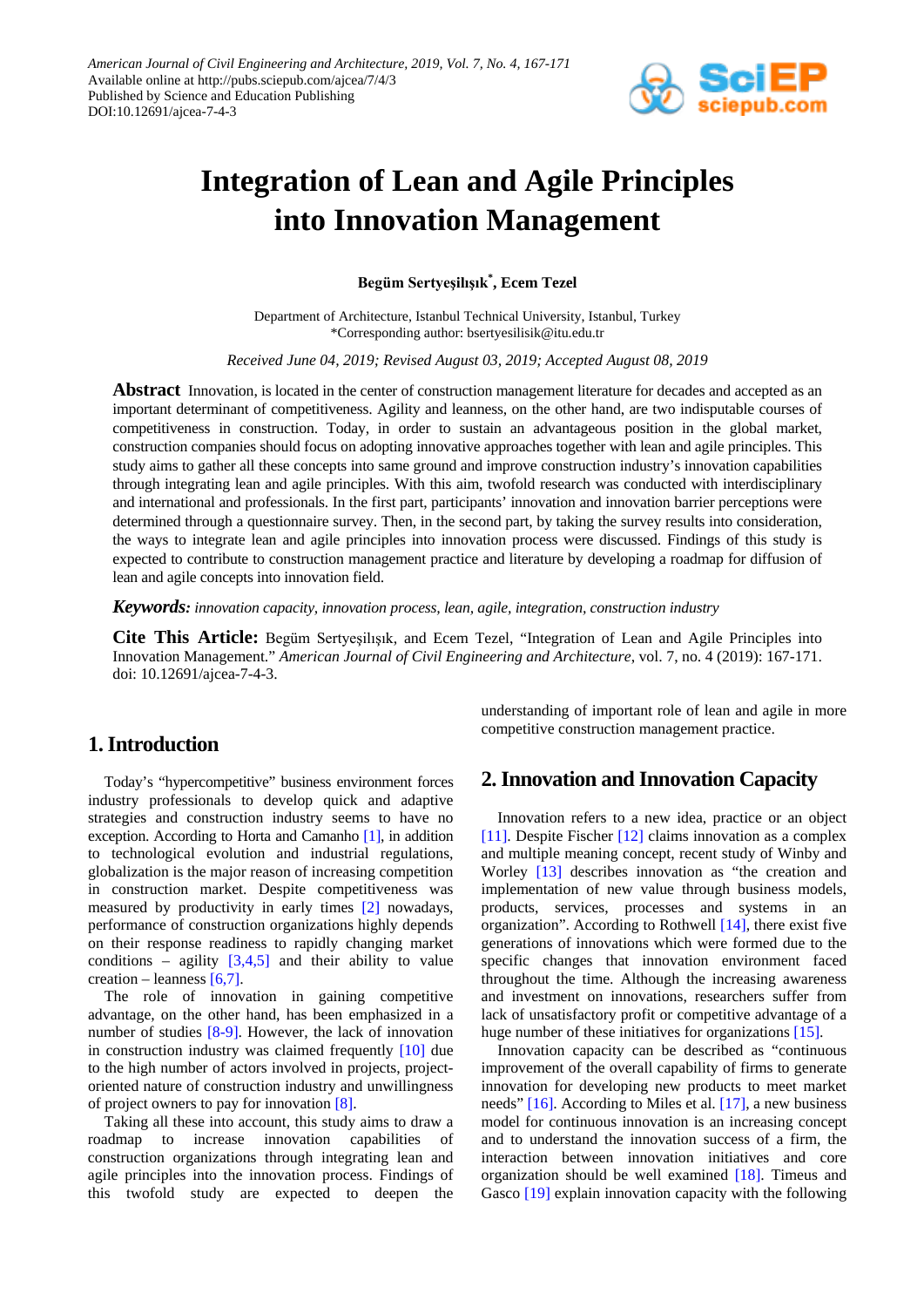# Integration of Lean and Agile Principles into Innovation Management

**Begüm Sertyeşilışık*, Ecem Tezel**

Department of Architecture, Istanbul Technical University, Istanbul, Turkey
*Corresponding author: bsertyesilisik@itu.edu.tr

*Received June 04, 2019; Revised August 03, 2019; Accepted August 08, 2019*

**Abstract** Innovation, is located in the center of construction management literature for decades and accepted as an important determinant of competitiveness. Agility and leanness, on the other hand, are two indisputable courses of competitiveness in construction. Today, in order to sustain an advantageous position in the global market, construction companies should focus on adopting innovative approaches together with lean and agile principles. This study aims to gather all these concepts into same ground and improve construction industry's innovation capabilities through integrating lean and agile principles. With this aim, twofold research was conducted with interdisciplinary and international and professionals. In the first part, participants' innovation and innovation barrier perceptions were determined through a questionnaire survey. Then, in the second part, by taking the survey results into consideration, the ways to integrate lean and agile principles into innovation process were discussed. Findings of this study is expected to contribute to construction management practice and literature by developing a roadmap for diffusion of lean and agile concepts into innovation field.

***Keywords:*** *innovation capacity, innovation process, lean, agile, integration, construction industry*

**Cite This Article:** Begüm Sertyeşilışık, and Ecem Tezel, "Integration of Lean and Agile Principles into Innovation Management." *American Journal of Civil Engineering and Architecture*, vol. 7, no. 4 (2019): 167-171. doi: 10.12691/ajcea-7-4-3.

## 1. Introduction

Today's "hypercompetitive" business environment forces industry professionals to develop quick and adaptive strategies and construction industry seems to have no exception. According to Horta and Camanho [1], in addition to technological evolution and industrial regulations, globalization is the major reason of increasing competition in construction market. Despite competitiveness was measured by productivity in early times [2] nowadays, performance of construction organizations highly depends on their response readiness to rapidly changing market conditions – agility [3,4,5] and their ability to value creation – leanness [6,7].

The role of innovation in gaining competitive advantage, on the other hand, has been emphasized in a number of studies [8-9]. However, the lack of innovation in construction industry was claimed frequently [10] due to the high number of actors involved in projects, project-oriented nature of construction industry and unwillingness of project owners to pay for innovation [8].

Taking all these into account, this study aims to draw a roadmap to increase innovation capabilities of construction organizations through integrating lean and agile principles into the innovation process. Findings of this twofold study are expected to deepen the understanding of important role of lean and agile in more competitive construction management practice.

## 2. Innovation and Innovation Capacity

Innovation refers to a new idea, practice or an object [11]. Despite Fischer [12] claims innovation as a complex and multiple meaning concept, recent study of Winby and Worley [13] describes innovation as "the creation and implementation of new value through business models, products, services, processes and systems in an organization". According to Rothwell [14], there exist five generations of innovations which were formed due to the specific changes that innovation environment faced throughout the time. Although the increasing awareness and investment on innovations, researchers suffer from lack of unsatisfactory profit or competitive advantage of a huge number of these initiatives for organizations [15].

Innovation capacity can be described as "continuous improvement of the overall capability of firms to generate innovation for developing new products to meet market needs" [16]. According to Miles et al. [17], a new business model for continuous innovation is an increasing concept and to understand the innovation success of a firm, the interaction between innovation initiatives and core organization should be well examined [18]. Timeus and Gasco [19] explain innovation capacity with the following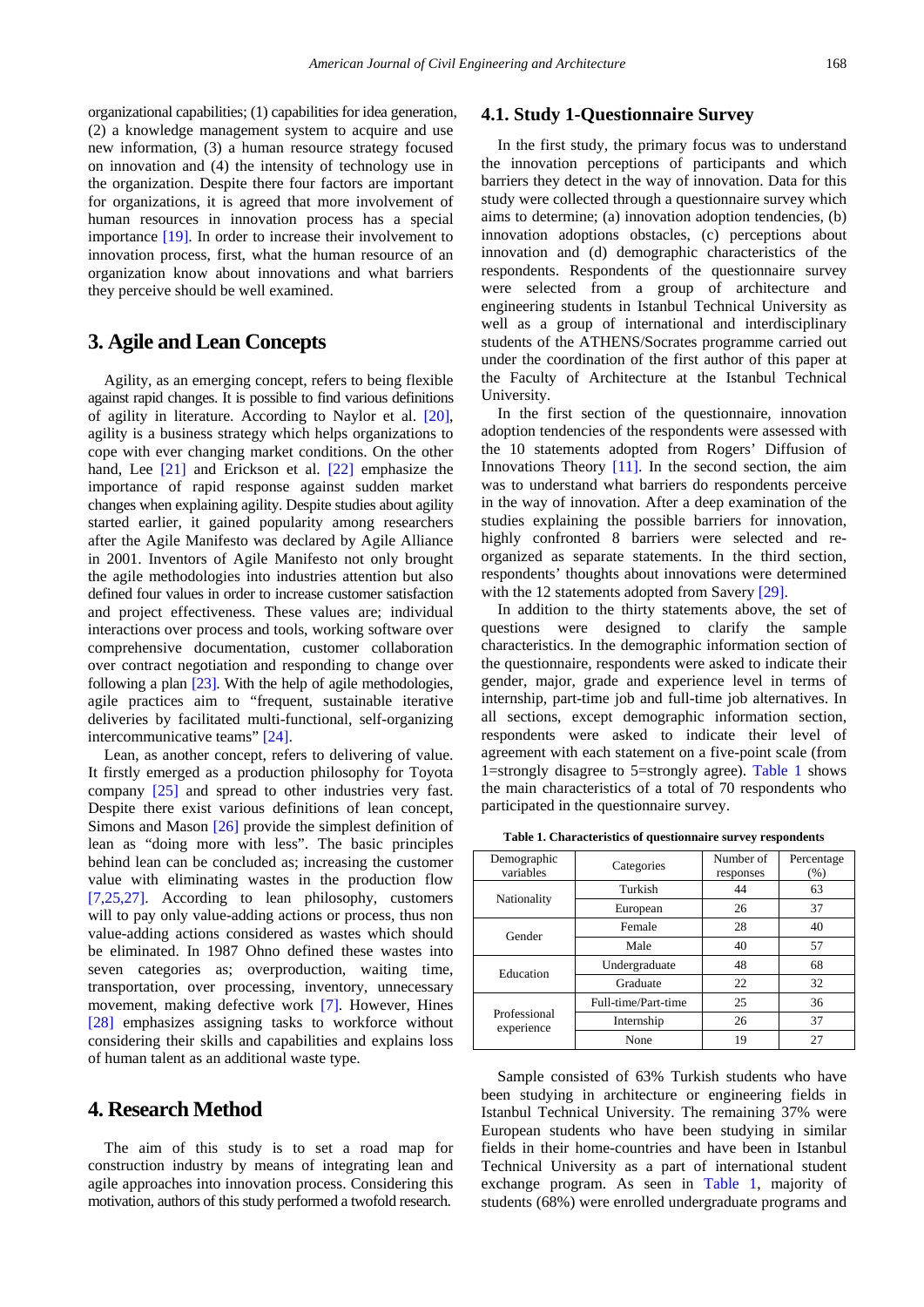organizational capabilities; (1) capabilities for idea generation, (2) a knowledge management system to acquire and use new information, (3) a human resource strategy focused on innovation and (4) the intensity of technology use in the organization. Despite there four factors are important for organizations, it is agreed that more involvement of human resources in innovation process has a special importance [19]. In order to increase their involvement to innovation process, first, what the human resource of an organization know about innovations and what barriers they perceive should be well examined.

## 3. Agile and Lean Concepts

Agility, as an emerging concept, refers to being flexible against rapid changes. It is possible to find various definitions of agility in literature. According to Naylor et al. [20], agility is a business strategy which helps organizations to cope with ever changing market conditions. On the other hand, Lee [21] and Erickson et al. [22] emphasize the importance of rapid response against sudden market changes when explaining agility. Despite studies about agility started earlier, it gained popularity among researchers after the Agile Manifesto was declared by Agile Alliance in 2001. Inventors of Agile Manifesto not only brought the agile methodologies into industries attention but also defined four values in order to increase customer satisfaction and project effectiveness. These values are; individual interactions over process and tools, working software over comprehensive documentation, customer collaboration over contract negotiation and responding to change over following a plan [23]. With the help of agile methodologies, agile practices aim to "frequent, sustainable iterative deliveries by facilitated multi-functional, self-organizing intercommunicative teams" [24].

Lean, as another concept, refers to delivering of value. It firstly emerged as a production philosophy for Toyota company [25] and spread to other industries very fast. Despite there exist various definitions of lean concept, Simons and Mason [26] provide the simplest definition of lean as "doing more with less". The basic principles behind lean can be concluded as; increasing the customer value with eliminating wastes in the production flow [7,25,27]. According to lean philosophy, customers will to pay only value-adding actions or process, thus non value-adding actions considered as wastes which should be eliminated. In 1987 Ohno defined these wastes into seven categories as; overproduction, waiting time, transportation, over processing, inventory, unnecessary movement, making defective work [7]. However, Hines [28] emphasizes assigning tasks to workforce without considering their skills and capabilities and explains loss of human talent as an additional waste type.

## 4. Research Method

The aim of this study is to set a road map for construction industry by means of integrating lean and agile approaches into innovation process. Considering this motivation, authors of this study performed a twofold research.

### 4.1. Study 1-Questionnaire Survey

In the first study, the primary focus was to understand the innovation perceptions of participants and which barriers they detect in the way of innovation. Data for this study were collected through a questionnaire survey which aims to determine; (a) innovation adoption tendencies, (b) innovation adoptions obstacles, (c) perceptions about innovation and (d) demographic characteristics of the respondents. Respondents of the questionnaire survey were selected from a group of architecture and engineering students in Istanbul Technical University as well as a group of international and interdisciplinary students of the ATHENS/Socrates programme carried out under the coordination of the first author of this paper at the Faculty of Architecture at the Istanbul Technical University.

In the first section of the questionnaire, innovation adoption tendencies of the respondents were assessed with the 10 statements adopted from Rogers' Diffusion of Innovations Theory [11]. In the second section, the aim was to understand what barriers do respondents perceive in the way of innovation. After a deep examination of the studies explaining the possible barriers for innovation, highly confronted 8 barriers were selected and re-organized as separate statements. In the third section, respondents' thoughts about innovations were determined with the 12 statements adopted from Savery [29].

In addition to the thirty statements above, the set of questions were designed to clarify the sample characteristics. In the demographic information section of the questionnaire, respondents were asked to indicate their gender, major, grade and experience level in terms of internship, part-time job and full-time job alternatives. In all sections, except demographic information section, respondents were asked to indicate their level of agreement with each statement on a five-point scale (from 1=strongly disagree to 5=strongly agree). Table 1 shows the main characteristics of a total of 70 respondents who participated in the questionnaire survey.

**Table 1. Characteristics of questionnaire survey respondents**

| Demographic variables | Categories | Number of responses | Percentage (%) |
|---|---|---|---|
| Nationality | Turkish | 44 | 63 |
| | European | 26 | 37 |
| Gender | Female | 28 | 40 |
| | Male | 40 | 57 |
| Education | Undergraduate | 48 | 68 |
| | Graduate | 22 | 32 |
| Professional experience | Full-time/Part-time | 25 | 36 |
| | Internship | 26 | 37 |
| | None | 19 | 27 |

Sample consisted of 63% Turkish students who have been studying in architecture or engineering fields in Istanbul Technical University. The remaining 37% were European students who have been studying in similar fields in their home-countries and have been in Istanbul Technical University as a part of international student exchange program. As seen in Table 1, majority of students (68%) were enrolled undergraduate programs and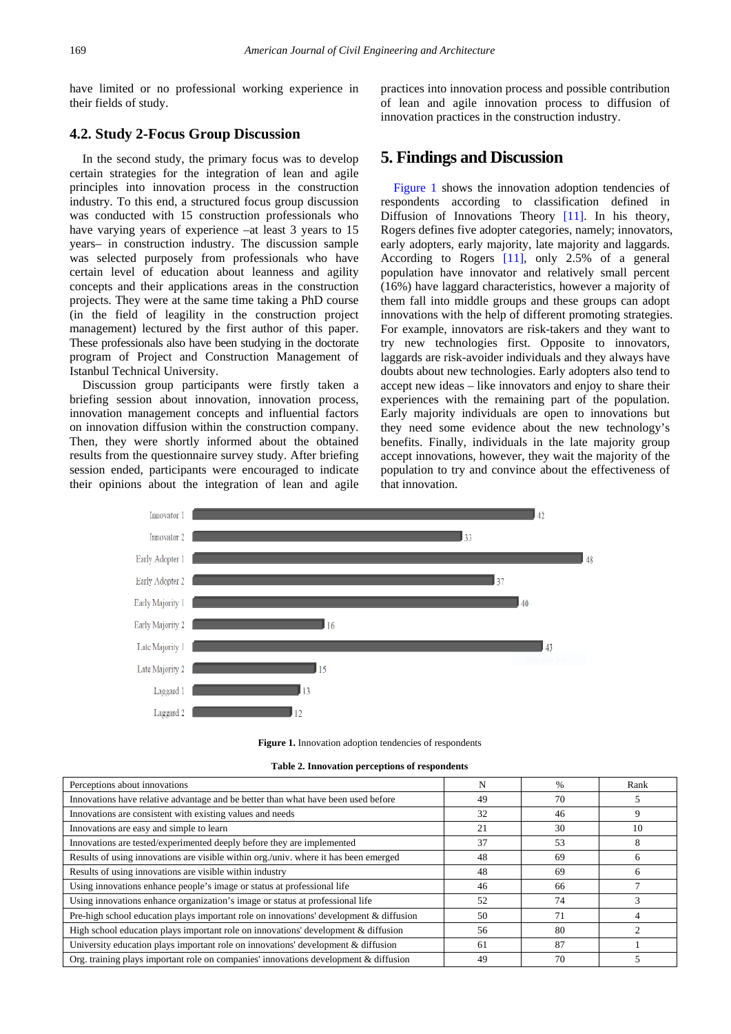have limited or no professional working experience in their fields of study.

### 4.2. Study 2-Focus Group Discussion

In the second study, the primary focus was to develop certain strategies for the integration of lean and agile principles into innovation process in the construction industry. To this end, a structured focus group discussion was conducted with 15 construction professionals who have varying years of experience –at least 3 years to 15 years– in construction industry. The discussion sample was selected purposely from professionals who have certain level of education about leanness and agility concepts and their applications areas in the construction projects. They were at the same time taking a PhD course (in the field of leagility in the construction project management) lectured by the first author of this paper. These professionals also have been studying in the doctorate program of Project and Construction Management of Istanbul Technical University.

Discussion group participants were firstly taken a briefing session about innovation, innovation process, innovation management concepts and influential factors on innovation diffusion within the construction company. Then, they were shortly informed about the obtained results from the questionnaire survey study. After briefing session ended, participants were encouraged to indicate their opinions about the integration of lean and agile practices into innovation process and possible contribution of lean and agile innovation process to diffusion of innovation practices in the construction industry.

## 5. Findings and Discussion

Figure 1 shows the innovation adoption tendencies of respondents according to classification defined in Diffusion of Innovations Theory [11]. In his theory, Rogers defines five adopter categories, namely; innovators, early adopters, early majority, late majority and laggards. According to Rogers [11], only 2.5% of a general population have innovator and relatively small percent (16%) have laggard characteristics, however a majority of them fall into middle groups and these groups can adopt innovations with the help of different promoting strategies. For example, innovators are risk-takers and they want to try new technologies first. Opposite to innovators, laggards are risk-avoider individuals and they always have doubts about new technologies. Early adopters also tend to accept new ideas – like innovators and enjoy to share their experiences with the remaining part of the population. Early majority individuals are open to innovations but they need some evidence about the new technology's benefits. Finally, individuals in the late majority group accept innovations, however, they wait the majority of the population to try and convince about the effectiveness of that innovation.

| Category | Value |
|---|---|
| Innovator 1 | 42 |
| Innovator 2 | 33 |
| Early Adopter 1 | 48 |
| Early Adopter 2 | 37 |
| Early Majority 1 | 40 |
| Early Majority 2 | 16 |
| Late Majority 1 | 43 |
| Late Majority 2 | 15 |
| Laggard 1 | 13 |
| Laggard 2 | 12 |

**Figure 1.** Innovation adoption tendencies of respondents

**Table 2. Innovation perceptions of respondents**

| Perceptions about innovations | N | % | Rank |
|---|---|---|---|
| Innovations have relative advantage and be better than what have been used before | 49 | 70 | 5 |
| Innovations are consistent with existing values and needs | 32 | 46 | 9 |
| Innovations are easy and simple to learn | 21 | 30 | 10 |
| Innovations are tested/experimented deeply before they are implemented | 37 | 53 | 8 |
| Results of using innovations are visible within org./univ. where it has been emerged | 48 | 69 | 6 |
| Results of using innovations are visible within industry | 48 | 69 | 6 |
| Using innovations enhance people's image or status at professional life | 46 | 66 | 7 |
| Using innovations enhance organization's image or status at professional life | 52 | 74 | 3 |
| Pre-high school education plays important role on innovations' development & diffusion | 50 | 71 | 4 |
| High school education plays important role on innovations' development & diffusion | 56 | 80 | 2 |
| University education plays important role on innovations' development & diffusion | 61 | 87 | 1 |
| Org. training plays important role on companies' innovations development & diffusion | 49 | 70 | 5 |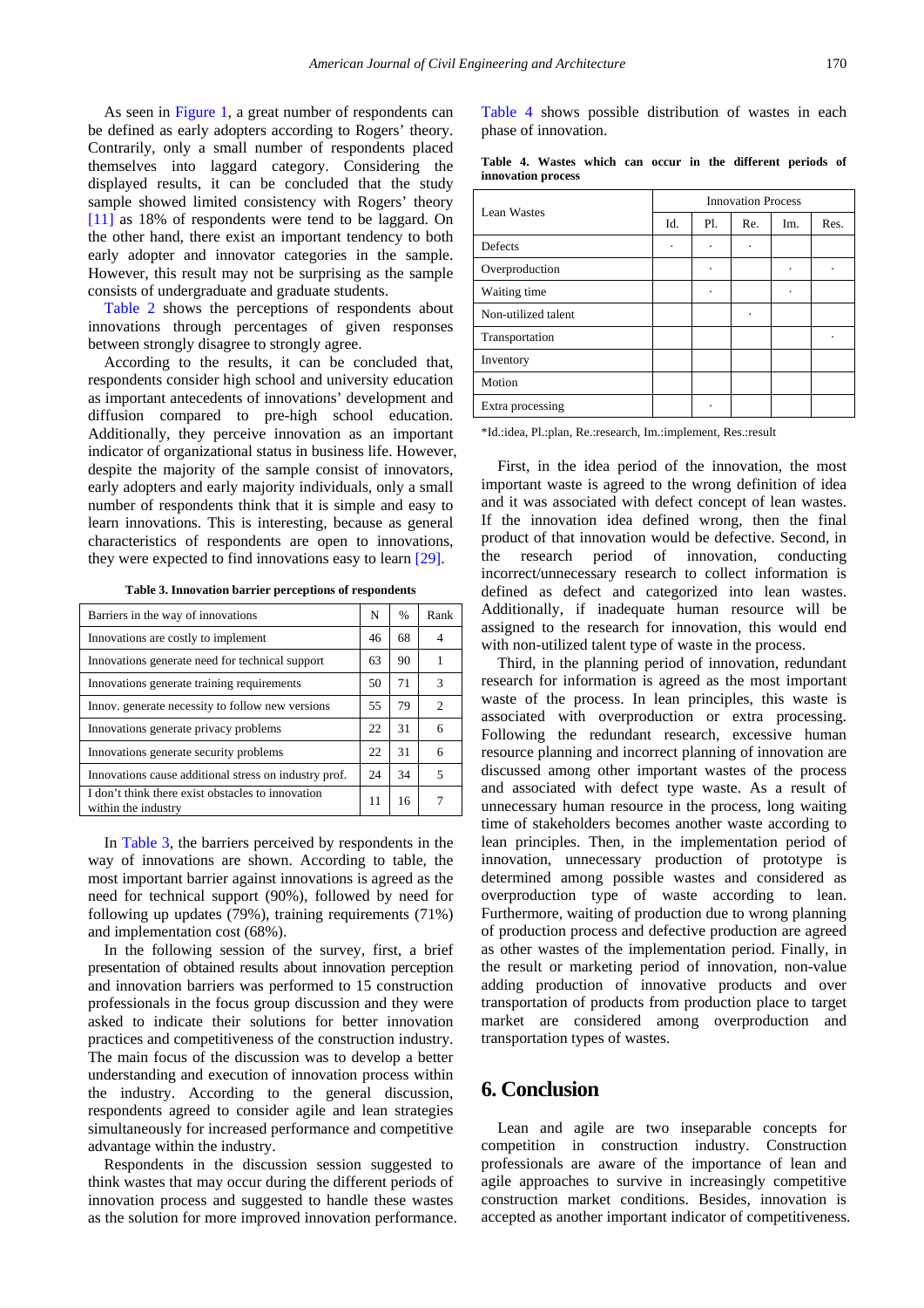As seen in Figure 1, a great number of respondents can be defined as early adopters according to Rogers' theory. Contrarily, only a small number of respondents placed themselves into laggard category. Considering the displayed results, it can be concluded that the study sample showed limited consistency with Rogers' theory [11] as 18% of respondents were tend to be laggard. On the other hand, there exist an important tendency to both early adopter and innovator categories in the sample. However, this result may not be surprising as the sample consists of undergraduate and graduate students.

Table 2 shows the perceptions of respondents about innovations through percentages of given responses between strongly disagree to strongly agree.

According to the results, it can be concluded that, respondents consider high school and university education as important antecedents of innovations' development and diffusion compared to pre-high school education. Additionally, they perceive innovation as an important indicator of organizational status in business life. However, despite the majority of the sample consist of innovators, early adopters and early majority individuals, only a small number of respondents think that it is simple and easy to learn innovations. This is interesting, because as general characteristics of respondents are open to innovations, they were expected to find innovations easy to learn [29].

**Table 3. Innovation barrier perceptions of respondents**

| Barriers in the way of innovations | N | % | Rank |
|---|---|---|---|
| Innovations are costly to implement | 46 | 68 | 4 |
| Innovations generate need for technical support | 63 | 90 | 1 |
| Innovations generate training requirements | 50 | 71 | 3 |
| Innov. generate necessity to follow new versions | 55 | 79 | 2 |
| Innovations generate privacy problems | 22 | 31 | 6 |
| Innovations generate security problems | 22 | 31 | 6 |
| Innovations cause additional stress on industry prof. | 24 | 34 | 5 |
| I don't think there exist obstacles to innovation within the industry | 11 | 16 | 7 |

In Table 3, the barriers perceived by respondents in the way of innovations are shown. According to table, the most important barrier against innovations is agreed as the need for technical support (90%), followed by need for following up updates (79%), training requirements (71%) and implementation cost (68%).

In the following session of the survey, first, a brief presentation of obtained results about innovation perception and innovation barriers was performed to 15 construction professionals in the focus group discussion and they were asked to indicate their solutions for better innovation practices and competitiveness of the construction industry. The main focus of the discussion was to develop a better understanding and execution of innovation process within the industry. According to the general discussion, respondents agreed to consider agile and lean strategies simultaneously for increased performance and competitive advantage within the industry.

Respondents in the discussion session suggested to think wastes that may occur during the different periods of innovation process and suggested to handle these wastes as the solution for more improved innovation performance.

Table 4 shows possible distribution of wastes in each phase of innovation.

**Table 4. Wastes which can occur in the different periods of innovation process**

| Lean Wastes | Innovation Process | | | | |
|---|---|---|---|---|---|
| | Id. | Pl. | Re. | Im. | Res. |
| Defects | · | · | · | | |
| Overproduction | | · | | · | · |
| Waiting time | | · | | · | |
| Non-utilized talent | | | · | | |
| Transportation | | | | | · |
| Inventory | | | | | |
| Motion | | | | | |
| Extra processing | | · | | | |

*Id.:idea, Pl.:plan, Re.:research, Im.:implement, Res.:result

First, in the idea period of the innovation, the most important waste is agreed to the wrong definition of idea and it was associated with defect concept of lean wastes. If the innovation idea defined wrong, then the final product of that innovation would be defective. Second, in the research period of innovation, conducting incorrect/unnecessary research to collect information is defined as defect and categorized into lean wastes. Additionally, if inadequate human resource will be assigned to the research for innovation, this would end with non-utilized talent type of waste in the process.

Third, in the planning period of innovation, redundant research for information is agreed as the most important waste of the process. In lean principles, this waste is associated with overproduction or extra processing. Following the redundant research, excessive human resource planning and incorrect planning of innovation are discussed among other important wastes of the process and associated with defect type waste. As a result of unnecessary human resource in the process, long waiting time of stakeholders becomes another waste according to lean principles. Then, in the implementation period of innovation, unnecessary production of prototype is determined among possible wastes and considered as overproduction type of waste according to lean. Furthermore, waiting of production due to wrong planning of production process and defective production are agreed as other wastes of the implementation period. Finally, in the result or marketing period of innovation, non-value adding production of innovative products and over transportation of products from production place to target market are considered among overproduction and transportation types of wastes.

## 6. Conclusion

Lean and agile are two inseparable concepts for competition in construction industry. Construction professionals are aware of the importance of lean and agile approaches to survive in increasingly competitive construction market conditions. Besides, innovation is accepted as another important indicator of competitiveness.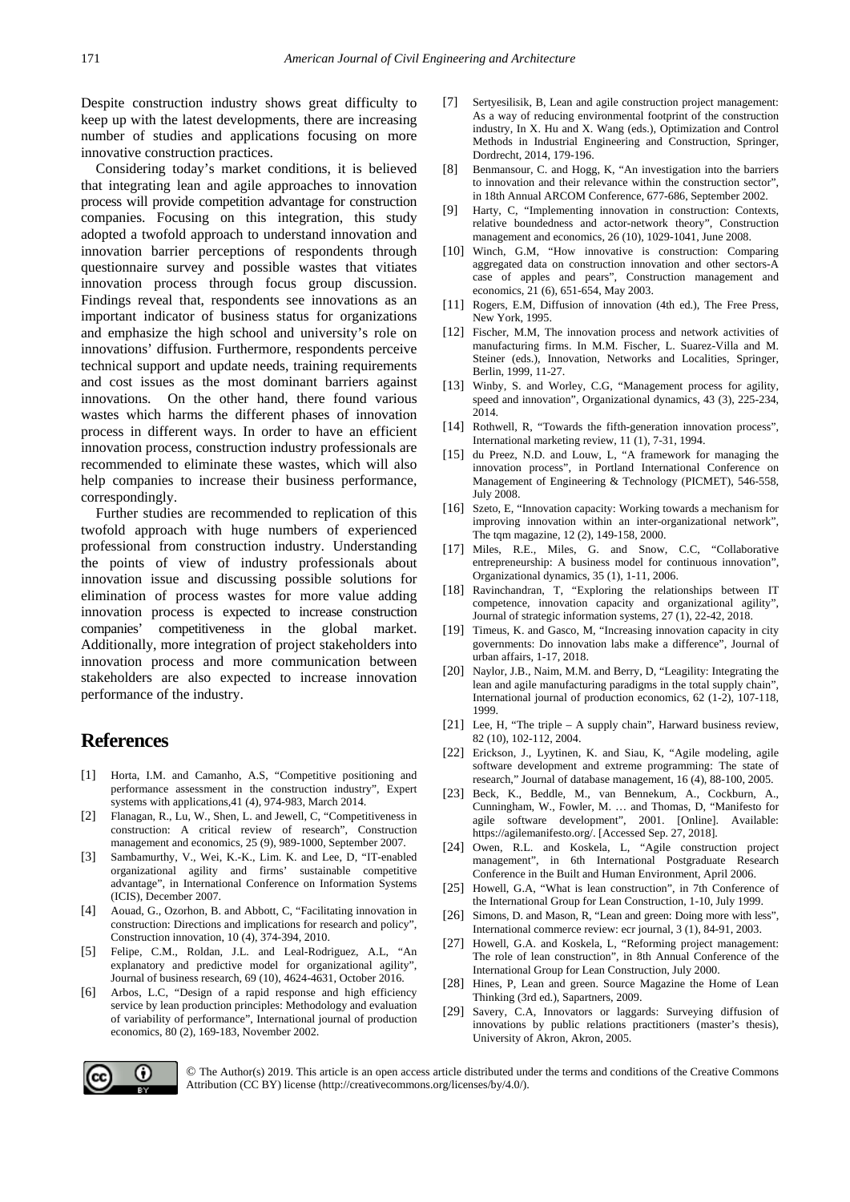Despite construction industry shows great difficulty to keep up with the latest developments, there are increasing number of studies and applications focusing on more innovative construction practices.

Considering today's market conditions, it is believed that integrating lean and agile approaches to innovation process will provide competition advantage for construction companies. Focusing on this integration, this study adopted a twofold approach to understand innovation and innovation barrier perceptions of respondents through questionnaire survey and possible wastes that vitiates innovation process through focus group discussion. Findings reveal that, respondents see innovations as an important indicator of business status for organizations and emphasize the high school and university's role on innovations' diffusion. Furthermore, respondents perceive technical support and update needs, training requirements and cost issues as the most dominant barriers against innovations. On the other hand, there found various wastes which harms the different phases of innovation process in different ways. In order to have an efficient innovation process, construction industry professionals are recommended to eliminate these wastes, which will also help companies to increase their business performance, correspondingly.

Further studies are recommended to replication of this twofold approach with huge numbers of experienced professional from construction industry. Understanding the points of view of industry professionals about innovation issue and discussing possible solutions for elimination of process wastes for more value adding innovation process is expected to increase construction companies' competitiveness in the global market. Additionally, more integration of project stakeholders into innovation process and more communication between stakeholders are also expected to increase innovation performance of the industry.

## References

[1] Horta, I.M. and Camanho, A.S, "Competitive positioning and performance assessment in the construction industry", Expert systems with applications,41 (4), 974-983, March 2014.

[2] Flanagan, R., Lu, W., Shen, L. and Jewell, C, "Competitiveness in construction: A critical review of research", Construction management and economics, 25 (9), 989-1000, September 2007.

[3] Sambamurthy, V., Wei, K.-K., Lim. K. and Lee, D, "IT-enabled organizational agility and firms' sustainable competitive advantage", in International Conference on Information Systems (ICIS), December 2007.

[4] Aouad, G., Ozorhon, B. and Abbott, C, "Facilitating innovation in construction: Directions and implications for research and policy", Construction innovation, 10 (4), 374-394, 2010.

[5] Felipe, C.M., Roldan, J.L. and Leal-Rodriguez, A.L, "An explanatory and predictive model for organizational agility", Journal of business research, 69 (10), 4624-4631, October 2016.

[6] Arbos, L.C, "Design of a rapid response and high efficiency service by lean production principles: Methodology and evaluation of variability of performance", International journal of production economics, 80 (2), 169-183, November 2002.

[7] Sertyesilisik, B, Lean and agile construction project management: As a way of reducing environmental footprint of the construction industry, In X. Hu and X. Wang (eds.), Optimization and Control Methods in Industrial Engineering and Construction, Springer, Dordrecht, 2014, 179-196.

[8] Benmansour, C. and Hogg, K, "An investigation into the barriers to innovation and their relevance within the construction sector", in 18th Annual ARCOM Conference, 677-686, September 2002.

[9] Harty, C, "Implementing innovation in construction: Contexts, relative boundedness and actor-network theory", Construction management and economics, 26 (10), 1029-1041, June 2008.

[10] Winch, G.M, "How innovative is construction: Comparing aggregated data on construction innovation and other sectors-A case of apples and pears", Construction management and economics, 21 (6), 651-654, May 2003.

[11] Rogers, E.M, Diffusion of innovation (4th ed.), The Free Press, New York, 1995.

[12] Fischer, M.M, The innovation process and network activities of manufacturing firms. In M.M. Fischer, L. Suarez-Villa and M. Steiner (eds.), Innovation, Networks and Localities, Springer, Berlin, 1999, 11-27.

[13] Winby, S. and Worley, C.G, "Management process for agility, speed and innovation", Organizational dynamics, 43 (3), 225-234, 2014.

[14] Rothwell, R, "Towards the fifth-generation innovation process", International marketing review, 11 (1), 7-31, 1994.

[15] du Preez, N.D. and Louw, L, "A framework for managing the innovation process", in Portland International Conference on Management of Engineering & Technology (PICMET), 546-558, July 2008.

[16] Szeto, E, "Innovation capacity: Working towards a mechanism for improving innovation within an inter-organizational network", The tqm magazine, 12 (2), 149-158, 2000.

[17] Miles, R.E., Miles, G. and Snow, C.C, "Collaborative entrepreneurship: A business model for continuous innovation", Organizational dynamics, 35 (1), 1-11, 2006.

[18] Ravinchandran, T, "Exploring the relationships between IT competence, innovation capacity and organizational agility", Journal of strategic information systems, 27 (1), 22-42, 2018.

[19] Timeus, K. and Gasco, M, "Increasing innovation capacity in city governments: Do innovation labs make a difference", Journal of urban affairs, 1-17, 2018.

[20] Naylor, J.B., Naim, M.M. and Berry, D, "Leagility: Integrating the lean and agile manufacturing paradigms in the total supply chain", International journal of production economics, 62 (1-2), 107-118, 1999.

[21] Lee, H, "The triple – A supply chain", Harward business review, 82 (10), 102-112, 2004.

[22] Erickson, J., Lyytinen, K. and Siau, K, "Agile modeling, agile software development and extreme programming: The state of research," Journal of database management, 16 (4), 88-100, 2005.

[23] Beck, K., Beddle, M., van Bennekum, A., Cockburn, A., Cunningham, W., Fowler, M. … and Thomas, D, "Manifesto for agile software development", 2001. [Online]. Available: https://agilemanifesto.org/. [Accessed Sep. 27, 2018].

[24] Owen, R.L. and Koskela, L, "Agile construction project management", in 6th International Postgraduate Research Conference in the Built and Human Environment, April 2006.

[25] Howell, G.A, "What is lean construction", in 7th Conference of the International Group for Lean Construction, 1-10, July 1999.

[26] Simons, D. and Mason, R, "Lean and green: Doing more with less", International commerce review: ecr journal, 3 (1), 84-91, 2003.

[27] Howell, G.A. and Koskela, L, "Reforming project management: The role of lean construction", in 8th Annual Conference of the International Group for Lean Construction, July 2000.

[28] Hines, P, Lean and green. Source Magazine the Home of Lean Thinking (3rd ed.), Sapartners, 2009.

[29] Savery, C.A, Innovators or laggards: Surveying diffusion of innovations by public relations practitioners (master's thesis), University of Akron, Akron, 2005.

© The Author(s) 2019. This article is an open access article distributed under the terms and conditions of the Creative Commons Attribution (CC BY) license (http://creativecommons.org/licenses/by/4.0/).